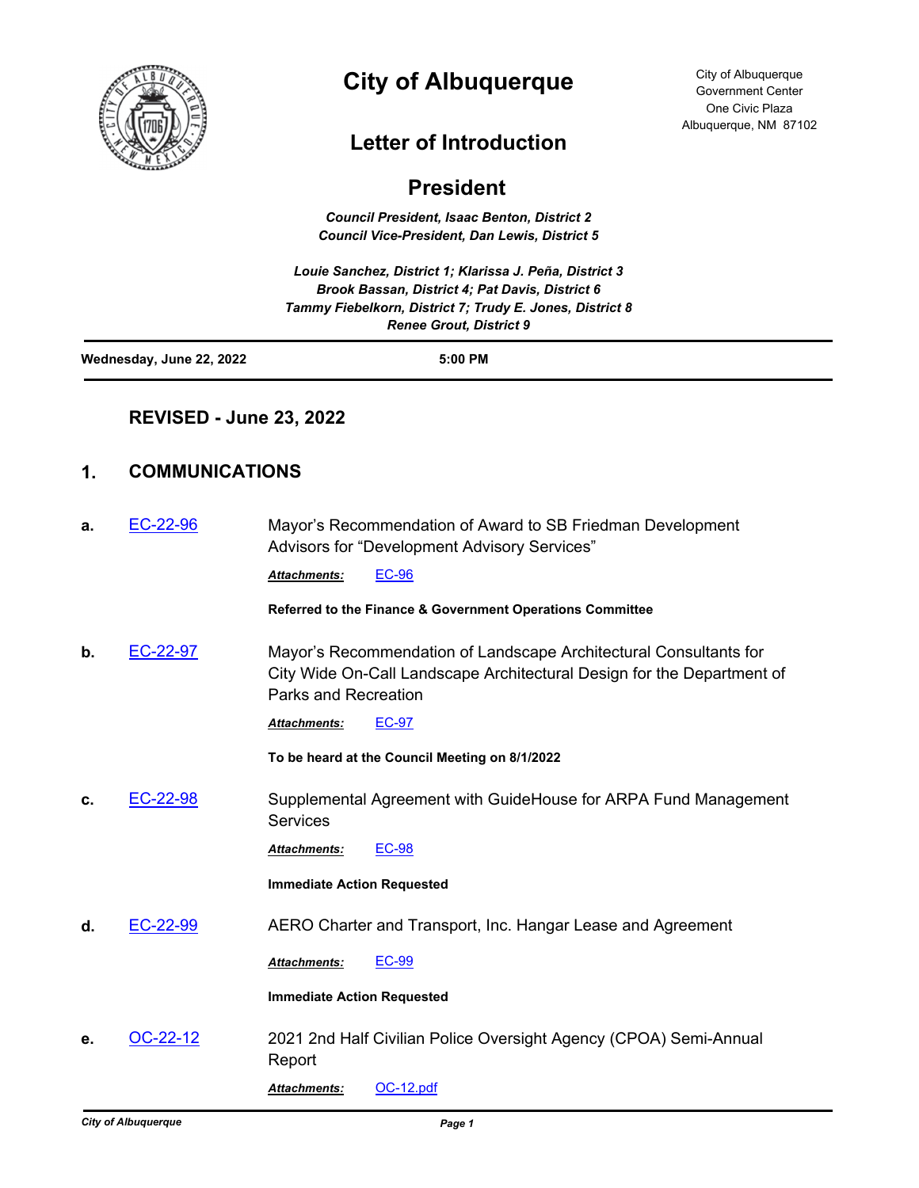# City of Albuquerque

City of Albuquerque
Government Center
One Civic Plaza
Albuquerque, NM 87102

## Letter of Introduction

## President

*Council President, Isaac Benton, District 2*
*Council Vice-President, Dan Lewis, District 5*

*Louie Sanchez, District 1; Klarissa J. Peña, District 3*
*Brook Bassan, District 4; Pat Davis, District 6*
*Tammy Fiebelkorn, District 7; Trudy E. Jones, District 8*
*Renee Grout, District 9*

**Wednesday, June 22, 2022** **5:00 PM**

### REVISED - June 23, 2022

## 1. COMMUNICATIONS

**a.** EC-22-96 — Mayor's Recommendation of Award to SB Friedman Development Advisors for "Development Advisory Services"

***Attachments:*** EC-96

**Referred to the Finance & Government Operations Committee**

**b.** EC-22-97 — Mayor's Recommendation of Landscape Architectural Consultants for City Wide On-Call Landscape Architectural Design for the Department of Parks and Recreation

***Attachments:*** EC-97

**To be heard at the Council Meeting on 8/1/2022**

**c.** EC-22-98 — Supplemental Agreement with GuideHouse for ARPA Fund Management Services

***Attachments:*** EC-98

**Immediate Action Requested**

**d.** EC-22-99 — AERO Charter and Transport, Inc. Hangar Lease and Agreement

***Attachments:*** EC-99

**Immediate Action Requested**

**e.** OC-22-12 — 2021 2nd Half Civilian Police Oversight Agency (CPOA) Semi-Annual Report

***Attachments:*** OC-12.pdf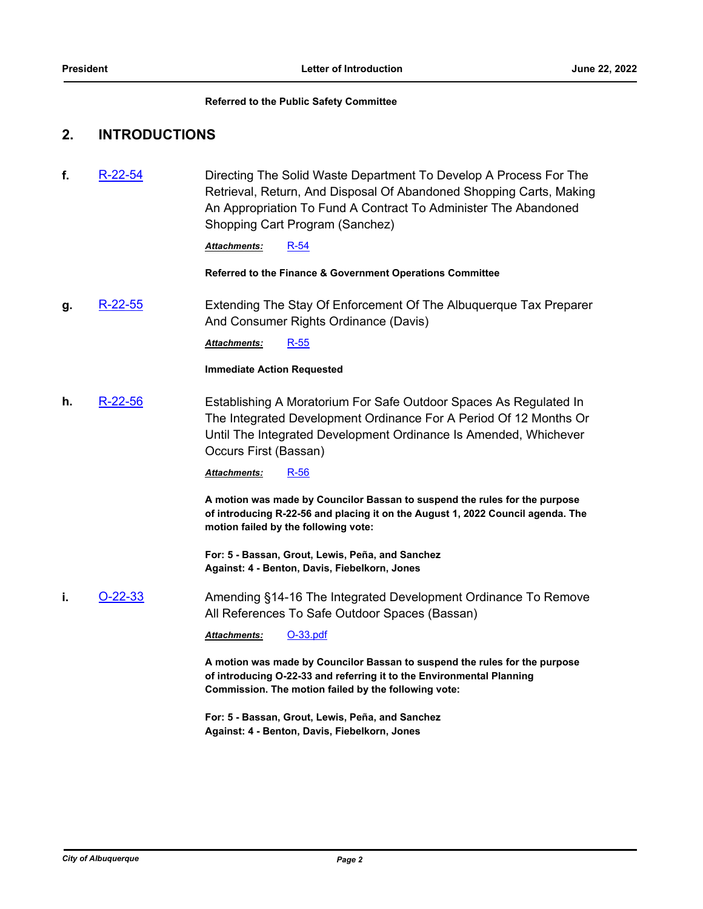**Referred to the Public Safety Committee**

## 2. INTRODUCTIONS

**f.** R-22-54 Directing The Solid Waste Department To Develop A Process For The Retrieval, Return, And Disposal Of Abandoned Shopping Carts, Making An Appropriation To Fund A Contract To Administer The Abandoned Shopping Cart Program (Sanchez)

***Attachments:*** R-54

**Referred to the Finance & Government Operations Committee**

**g.** R-22-55 Extending The Stay Of Enforcement Of The Albuquerque Tax Preparer And Consumer Rights Ordinance (Davis)

***Attachments:*** R-55

**Immediate Action Requested**

**h.** R-22-56 Establishing A Moratorium For Safe Outdoor Spaces As Regulated In The Integrated Development Ordinance For A Period Of 12 Months Or Until The Integrated Development Ordinance Is Amended, Whichever Occurs First (Bassan)

***Attachments:*** R-56

**A motion was made by Councilor Bassan to suspend the rules for the purpose of introducing R-22-56 and placing it on the August 1, 2022 Council agenda. The motion failed by the following vote:**

**For: 5 - Bassan, Grout, Lewis, Peña, and Sanchez**
**Against: 4 - Benton, Davis, Fiebelkorn, Jones**

**i.** O-22-33 Amending §14-16 The Integrated Development Ordinance To Remove All References To Safe Outdoor Spaces (Bassan)

***Attachments:*** O-33.pdf

**A motion was made by Councilor Bassan to suspend the rules for the purpose of introducing O-22-33 and referring it to the Environmental Planning Commission. The motion failed by the following vote:**

**For: 5 - Bassan, Grout, Lewis, Peña, and Sanchez**
**Against: 4 - Benton, Davis, Fiebelkorn, Jones**